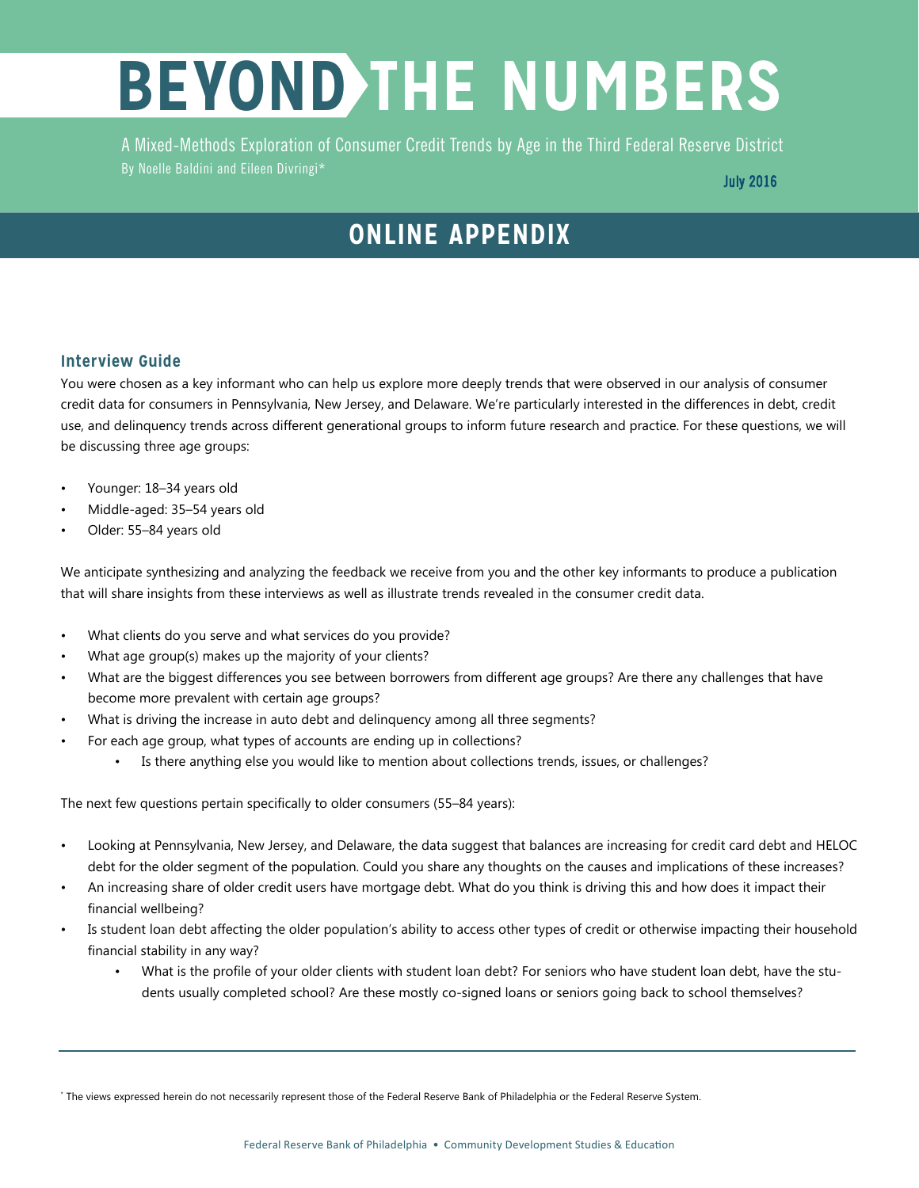# BEYOND THE NUMBERS

A Mixed-Methods Exploration of Consumer Credit Trends by Age in the Third Federal Reserve District

By Noelle Baldini and Eileen Divringi*

July 2016

## ONLINE APPENDIX

### Interview Guide

You were chosen as a key informant who can help us explore more deeply trends that were observed in our analysis of consumer credit data for consumers in Pennsylvania, New Jersey, and Delaware. We're particularly interested in the differences in debt, credit use, and delinquency trends across different generational groups to inform future research and practice. For these questions, we will be discussing three age groups:

- Younger: 18–34 years old
- Middle-aged: 35–54 years old
- Older: 55–84 years old

We anticipate synthesizing and analyzing the feedback we receive from you and the other key informants to produce a publication that will share insights from these interviews as well as illustrate trends revealed in the consumer credit data.

- What clients do you serve and what services do you provide?
- What age group(s) makes up the majority of your clients?
- What are the biggest differences you see between borrowers from different age groups? Are there any challenges that have become more prevalent with certain age groups?
- What is driving the increase in auto debt and delinquency among all three segments?
- For each age group, what types of accounts are ending up in collections?
    - Is there anything else you would like to mention about collections trends, issues, or challenges?

The next few questions pertain specifically to older consumers (55–84 years):

- Looking at Pennsylvania, New Jersey, and Delaware, the data suggest that balances are increasing for credit card debt and HELOC debt for the older segment of the population. Could you share any thoughts on the causes and implications of these increases?
- An increasing share of older credit users have mortgage debt. What do you think is driving this and how does it impact their financial wellbeing?
- Is student loan debt affecting the older population's ability to access other types of credit or otherwise impacting their household financial stability in any way?
    - What is the profile of your older clients with student loan debt? For seniors who have student loan debt, have the students usually completed school? Are these mostly co-signed loans or seniors going back to school themselves?

---

* The views expressed herein do not necessarily represent those of the Federal Reserve Bank of Philadelphia or the Federal Reserve System.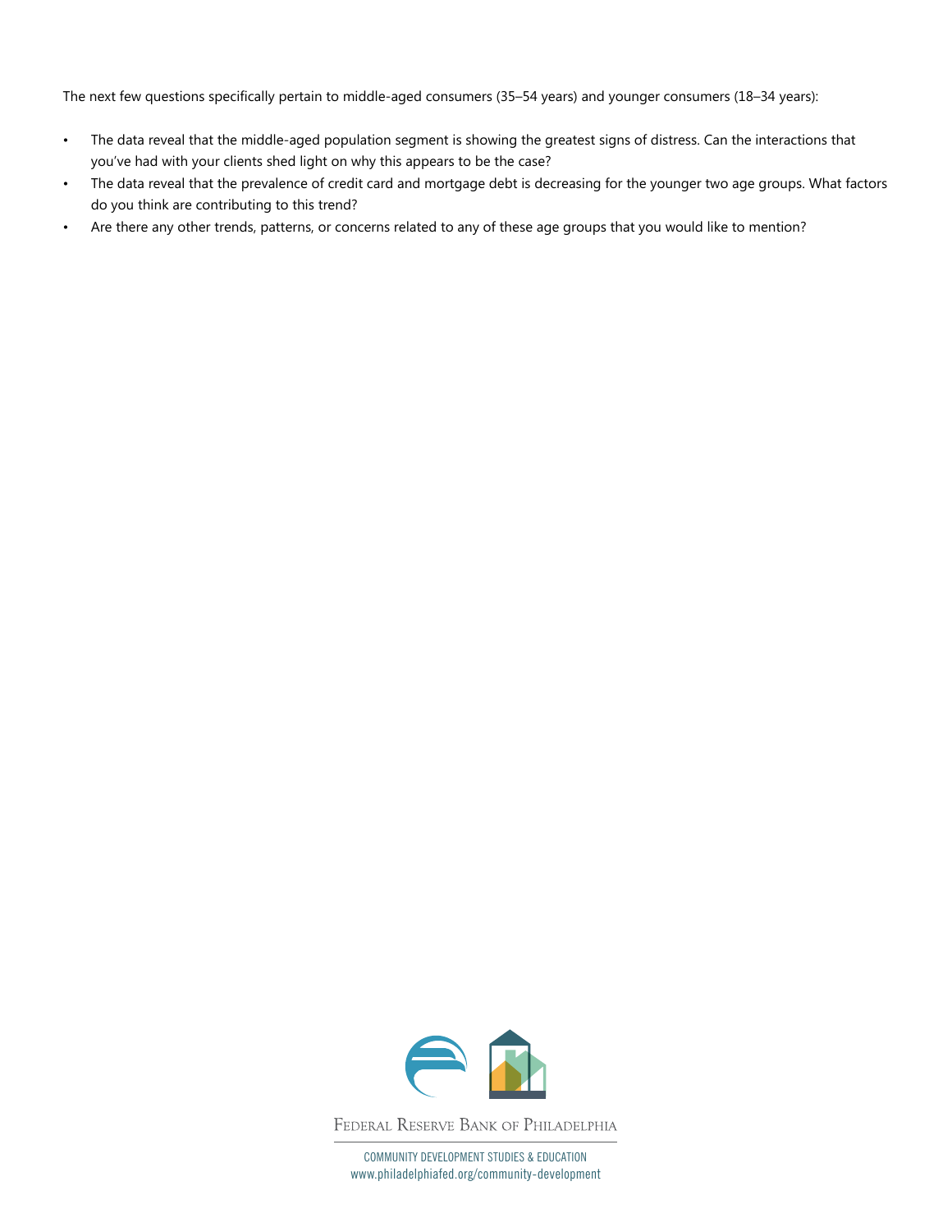The next few questions specifically pertain to middle-aged consumers (35–54 years) and younger consumers (18–34 years):

- The data reveal that the middle-aged population segment is showing the greatest signs of distress. Can the interactions that you've had with your clients shed light on why this appears to be the case?
- The data reveal that the prevalence of credit card and mortgage debt is decreasing for the younger two age groups. What factors do you think are contributing to this trend?
- Are there any other trends, patterns, or concerns related to any of these age groups that you would like to mention?

Federal Reserve Bank of Philadelphia

COMMUNITY DEVELOPMENT STUDIES & EDUCATION
www.philadelphiafed.org/community-development